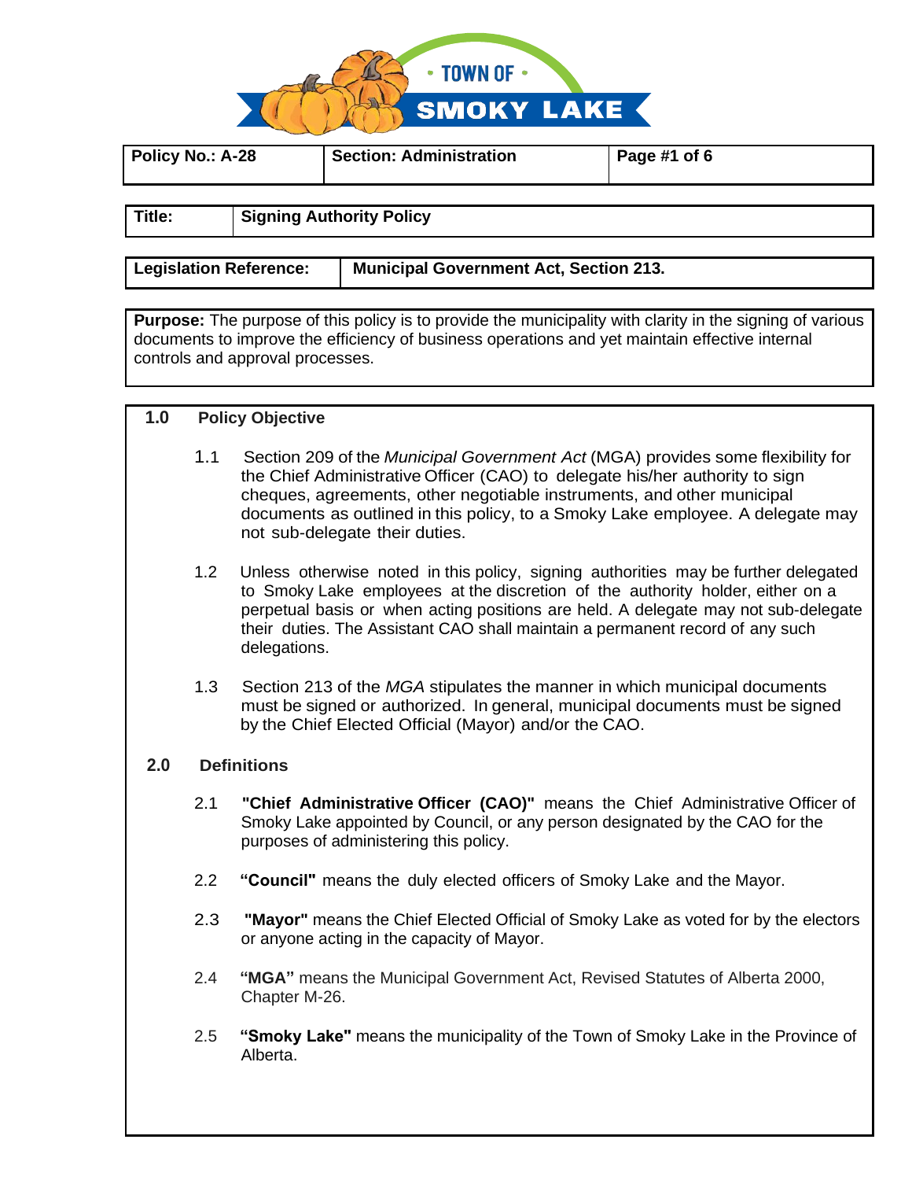TOWN OF SMOKY LAKE

| Policy No.: A-28 | Section: Administration | Page #1 of 6 |
|---|---|---|

| Title: | Signing Authority Policy |
|---|---|

| Legislation Reference: | Municipal Government Act, Section 213. |
|---|---|

**Purpose:** The purpose of this policy is to provide the municipality with clarity in the signing of various documents to improve the efficiency of business operations and yet maintain effective internal controls and approval processes.

## 1.0 Policy Objective

1.1 Section 209 of the *Municipal Government Act* (MGA) provides some flexibility for the Chief Administrative Officer (CAO) to delegate his/her authority to sign cheques, agreements, other negotiable instruments, and other municipal documents as outlined in this policy, to a Smoky Lake employee. A delegate may not sub-delegate their duties.

1.2 Unless otherwise noted in this policy, signing authorities may be further delegated to Smoky Lake employees at the discretion of the authority holder, either on a perpetual basis or when acting positions are held. A delegate may not sub-delegate their duties. The Assistant CAO shall maintain a permanent record of any such delegations.

1.3 Section 213 of the *MGA* stipulates the manner in which municipal documents must be signed or authorized. In general, municipal documents must be signed by the Chief Elected Official (Mayor) and/or the CAO.

## 2.0 Definitions

2.1 **"Chief Administrative Officer (CAO)"** means the Chief Administrative Officer of Smoky Lake appointed by Council, or any person designated by the CAO for the purposes of administering this policy.

2.2 **"Council"** means the duly elected officers of Smoky Lake and the Mayor.

2.3 **"Mayor"** means the Chief Elected Official of Smoky Lake as voted for by the electors or anyone acting in the capacity of Mayor.

2.4 **"MGA"** means the Municipal Government Act, Revised Statutes of Alberta 2000, Chapter M-26.

2.5 **"Smoky Lake"** means the municipality of the Town of Smoky Lake in the Province of Alberta.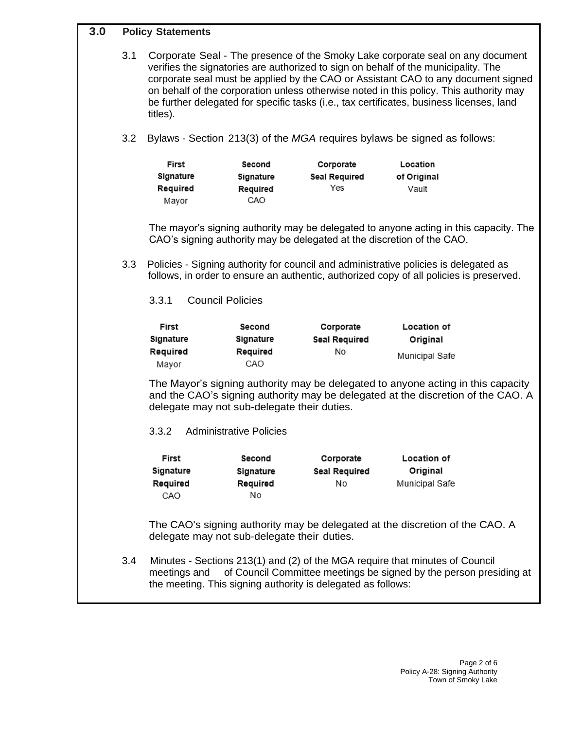## 3.0 Policy Statements

3.1 Corporate Seal - The presence of the Smoky Lake corporate seal on any document verifies the signatories are authorized to sign on behalf of the municipality. The corporate seal must be applied by the CAO or Assistant CAO to any document signed on behalf of the corporation unless otherwise noted in this policy. This authority may be further delegated for specific tasks (i.e., tax certificates, business licenses, land titles).

3.2 Bylaws - Section 213(3) of the *MGA* requires bylaws be signed as follows:

| First Signature Required | Second Signature Required | Corporate Seal Required | Location of Original |
|---|---|---|---|
| Mayor | CAO | Yes | Vault |

The mayor's signing authority may be delegated to anyone acting in this capacity. The CAO's signing authority may be delegated at the discretion of the CAO.

3.3 Policies - Signing authority for council and administrative policies is delegated as follows, in order to ensure an authentic, authorized copy of all policies is preserved.

3.3.1 Council Policies

| First Signature Required | Second Signature Required | Corporate Seal Required | Location of Original |
|---|---|---|---|
| Mayor | CAO | No | Municipal Safe |

The Mayor's signing authority may be delegated to anyone acting in this capacity and the CAO's signing authority may be delegated at the discretion of the CAO. A delegate may not sub-delegate their duties.

3.3.2 Administrative Policies

| First Signature Required | Second Signature Required | Corporate Seal Required | Location of Original |
|---|---|---|---|
| CAO | No | No | Municipal Safe |

The CAO's signing authority may be delegated at the discretion of the CAO. A delegate may not sub-delegate their duties.

3.4 Minutes - Sections 213(1) and (2) of the MGA require that minutes of Council meetings and of Council Committee meetings be signed by the person presiding at the meeting. This signing authority is delegated as follows: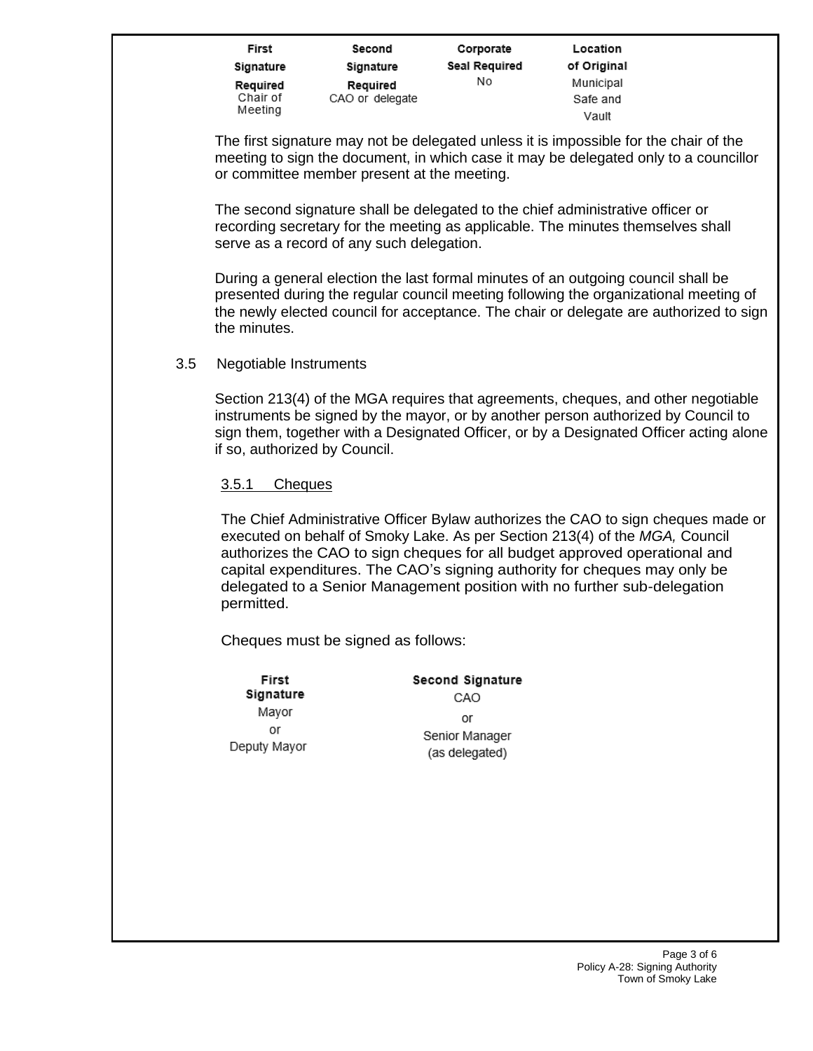| First Signature Required | Second Signature Required | Corporate Seal Required | Location of Original |
|---|---|---|---|
| Chair of Meeting | CAO or delegate | No | Municipal Safe and Vault |

The first signature may not be delegated unless it is impossible for the chair of the meeting to sign the document, in which case it may be delegated only to a councillor or committee member present at the meeting.

The second signature shall be delegated to the chief administrative officer or recording secretary for the meeting as applicable. The minutes themselves shall serve as a record of any such delegation.

During a general election the last formal minutes of an outgoing council shall be presented during the regular council meeting following the organizational meeting of the newly elected council for acceptance. The chair or delegate are authorized to sign the minutes.

3.5 Negotiable Instruments

Section 213(4) of the MGA requires that agreements, cheques, and other negotiable instruments be signed by the mayor, or by another person authorized by Council to sign them, together with a Designated Officer, or by a Designated Officer acting alone if so, authorized by Council.

3.5.1 Cheques

The Chief Administrative Officer Bylaw authorizes the CAO to sign cheques made or executed on behalf of Smoky Lake. As per Section 213(4) of the *MGA,* Council authorizes the CAO to sign cheques for all budget approved operational and capital expenditures. The CAO's signing authority for cheques may only be delegated to a Senior Management position with no further sub-delegation permitted.

Cheques must be signed as follows:

| First Signature | Second Signature |
|---|---|
| Mayor or Deputy Mayor | CAO or Senior Manager (as delegated) |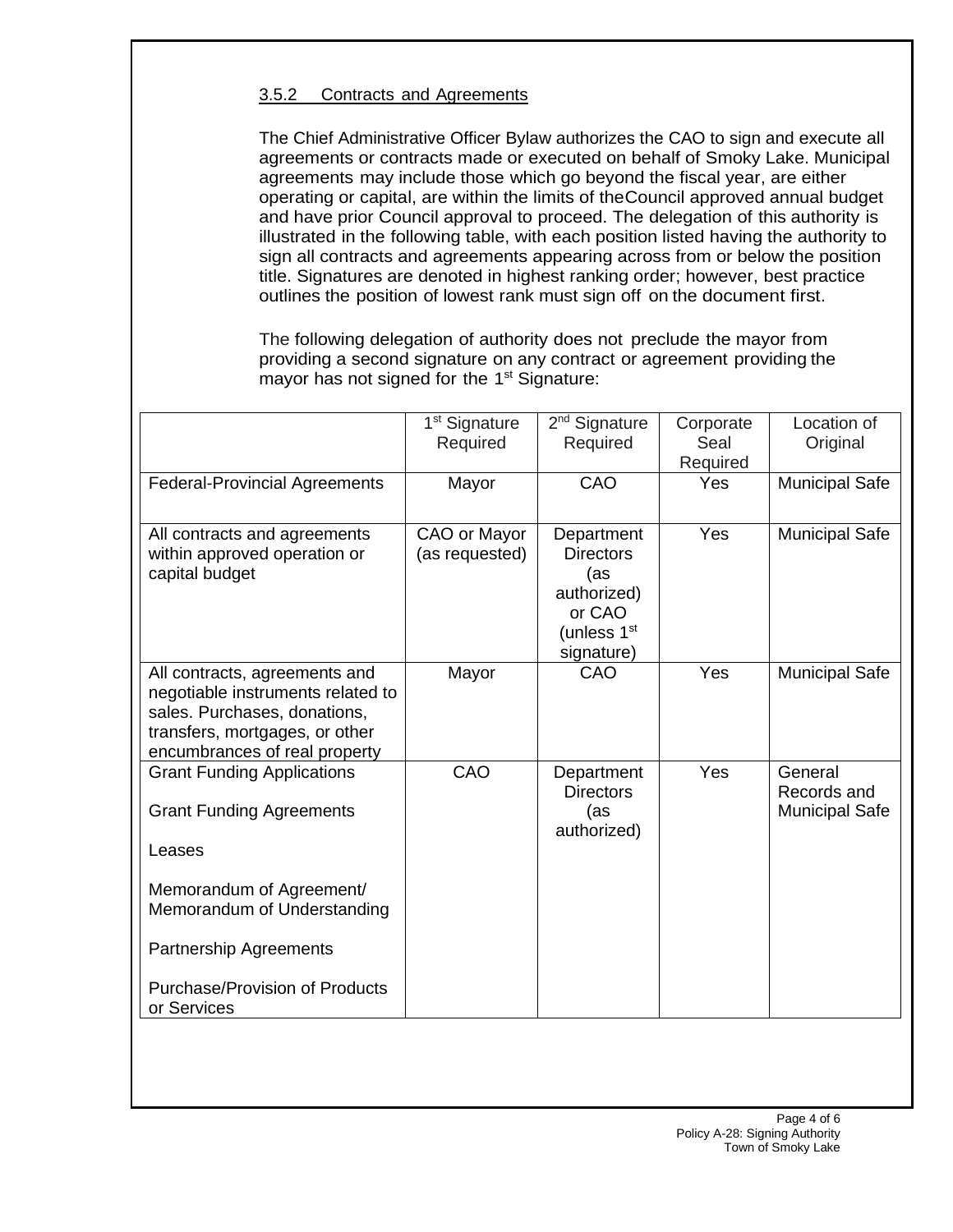### 3.5.2 Contracts and Agreements

The Chief Administrative Officer Bylaw authorizes the CAO to sign and execute all agreements or contracts made or executed on behalf of Smoky Lake. Municipal agreements may include those which go beyond the fiscal year, are either operating or capital, are within the limits of theCouncil approved annual budget and have prior Council approval to proceed. The delegation of this authority is illustrated in the following table, with each position listed having the authority to sign all contracts and agreements appearing across from or below the position title. Signatures are denoted in highest ranking order; however, best practice outlines the position of lowest rank must sign off on the document first.

The following delegation of authority does not preclude the mayor from providing a second signature on any contract or agreement providing the mayor has not signed for the 1st Signature:

| | 1st Signature Required | 2nd Signature Required | Corporate Seal Required | Location of Original |
|---|---|---|---|---|
| Federal-Provincial Agreements | Mayor | CAO | Yes | Municipal Safe |
| All contracts and agreements within approved operation or capital budget | CAO or Mayor (as requested) | Department Directors (as authorized) or CAO (unless 1st signature) | Yes | Municipal Safe |
| All contracts, agreements and negotiable instruments related to sales. Purchases, donations, transfers, mortgages, or other encumbrances of real property | Mayor | CAO | Yes | Municipal Safe |
| Grant Funding Applications<br><br>Grant Funding Agreements<br><br>Leases<br><br>Memorandum of Agreement/ Memorandum of Understanding<br><br>Partnership Agreements<br><br>Purchase/Provision of Products or Services | CAO | Department Directors (as authorized) | Yes | General Records and Municipal Safe |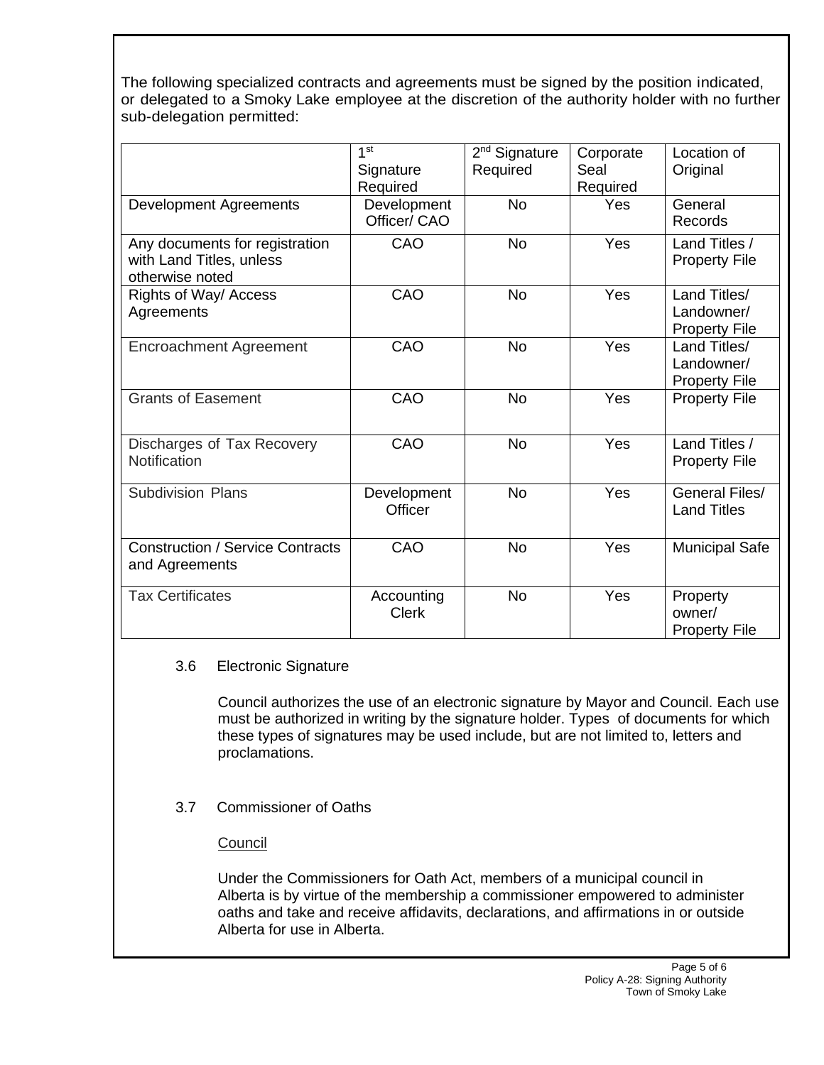The following specialized contracts and agreements must be signed by the position indicated, or delegated to a Smoky Lake employee at the discretion of the authority holder with no further sub-delegation permitted:

| | 1st Signature Required | 2nd Signature Required | Corporate Seal Required | Location of Original |
|---|---|---|---|---|
| Development Agreements | Development Officer/ CAO | No | Yes | General Records |
| Any documents for registration with Land Titles, unless otherwise noted | CAO | No | Yes | Land Titles / Property File |
| Rights of Way/ Access Agreements | CAO | No | Yes | Land Titles/ Landowner/ Property File |
| Encroachment Agreement | CAO | No | Yes | Land Titles/ Landowner/ Property File |
| Grants of Easement | CAO | No | Yes | Property File |
| Discharges of Tax Recovery Notification | CAO | No | Yes | Land Titles / Property File |
| Subdivision Plans | Development Officer | No | Yes | General Files/ Land Titles |
| Construction / Service Contracts and Agreements | CAO | No | Yes | Municipal Safe |
| Tax Certificates | Accounting Clerk | No | Yes | Property owner/ Property File |

### 3.6 Electronic Signature

Council authorizes the use of an electronic signature by Mayor and Council. Each use must be authorized in writing by the signature holder. Types of documents for which these types of signatures may be used include, but are not limited to, letters and proclamations.

### 3.7 Commissioner of Oaths

Council

Under the Commissioners for Oath Act, members of a municipal council in Alberta is by virtue of the membership a commissioner empowered to administer oaths and take and receive affidavits, declarations, and affirmations in or outside Alberta for use in Alberta.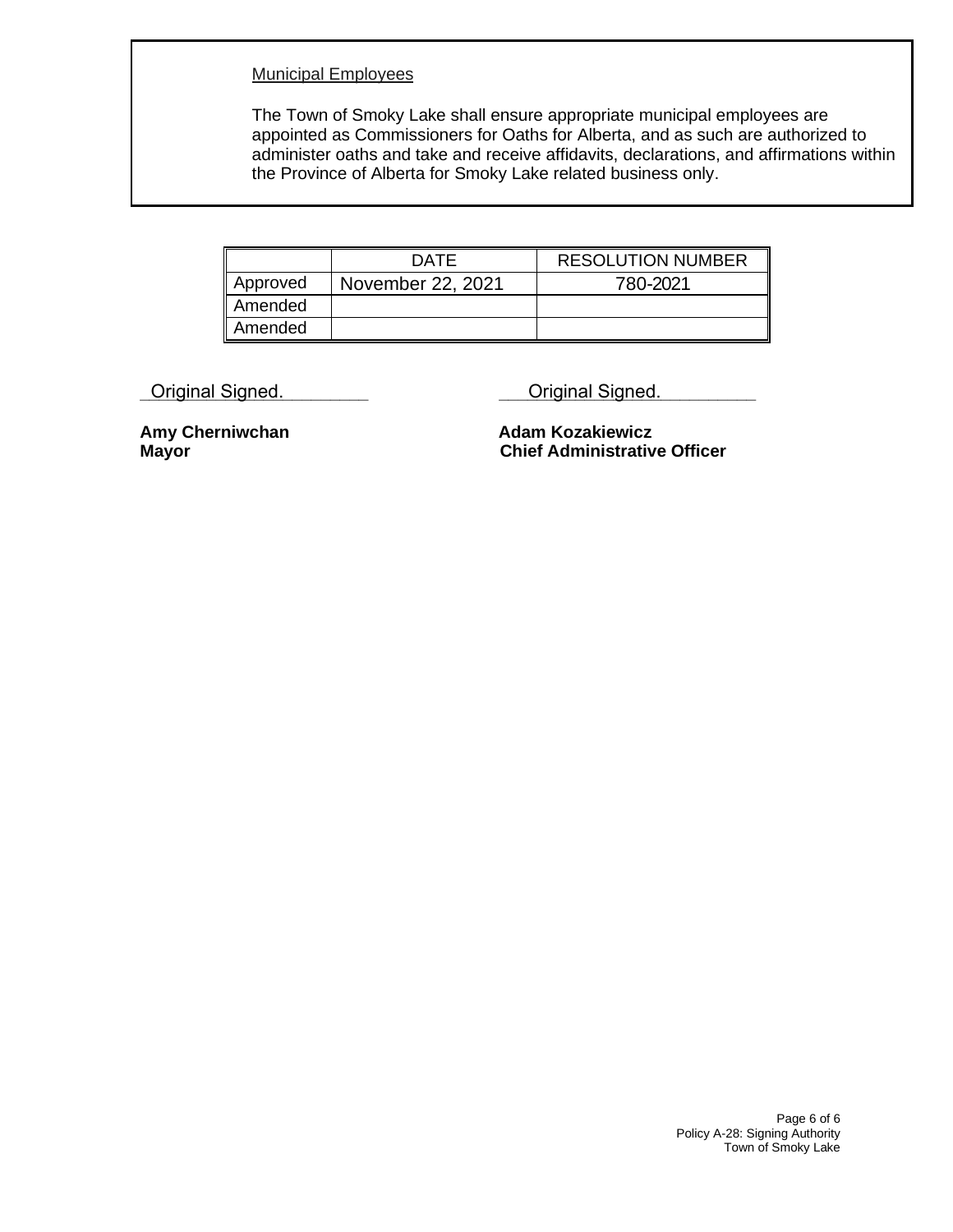Municipal Employees

The Town of Smoky Lake shall ensure appropriate municipal employees are appointed as Commissioners for Oaths for Alberta, and as such are authorized to administer oaths and take and receive affidavits, declarations, and affirmations within the Province of Alberta for Smoky Lake related business only.

| | DATE | RESOLUTION NUMBER |
|---|---|---|
| Approved | November 22, 2021 | 780-2021 |
| Amended | | |
| Amended | | |

Original Signed.

**Amy Cherniwchan**
**Mayor**

Original Signed.

**Adam Kozakiewicz**
**Chief Administrative Officer**